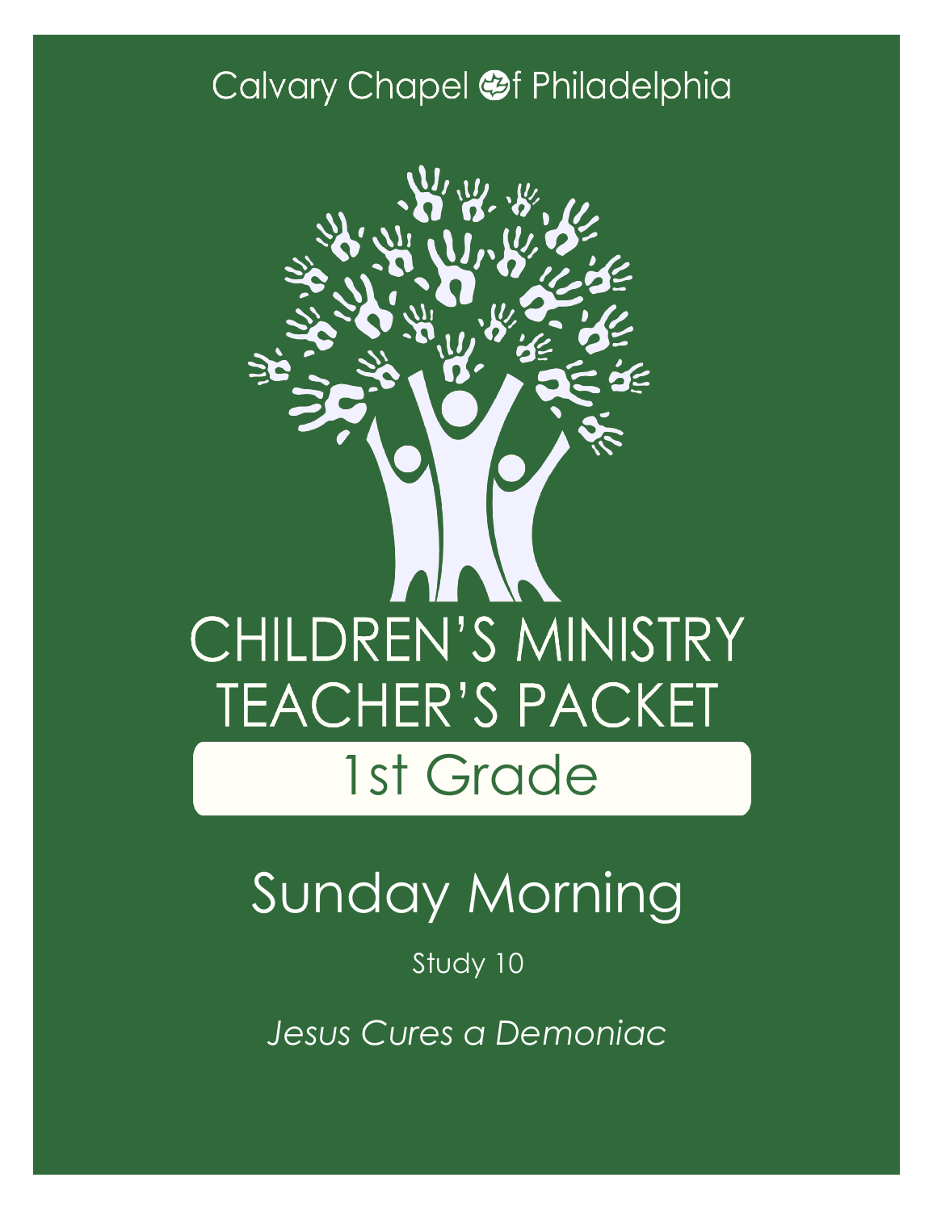Calvary Chapel of Philadelphia

# CHILDREN'S MINISTRY TEACHER'S PACKET

## 1st Grade

# Sunday Morning

Study 10

*Jesus Cures a Demoniac*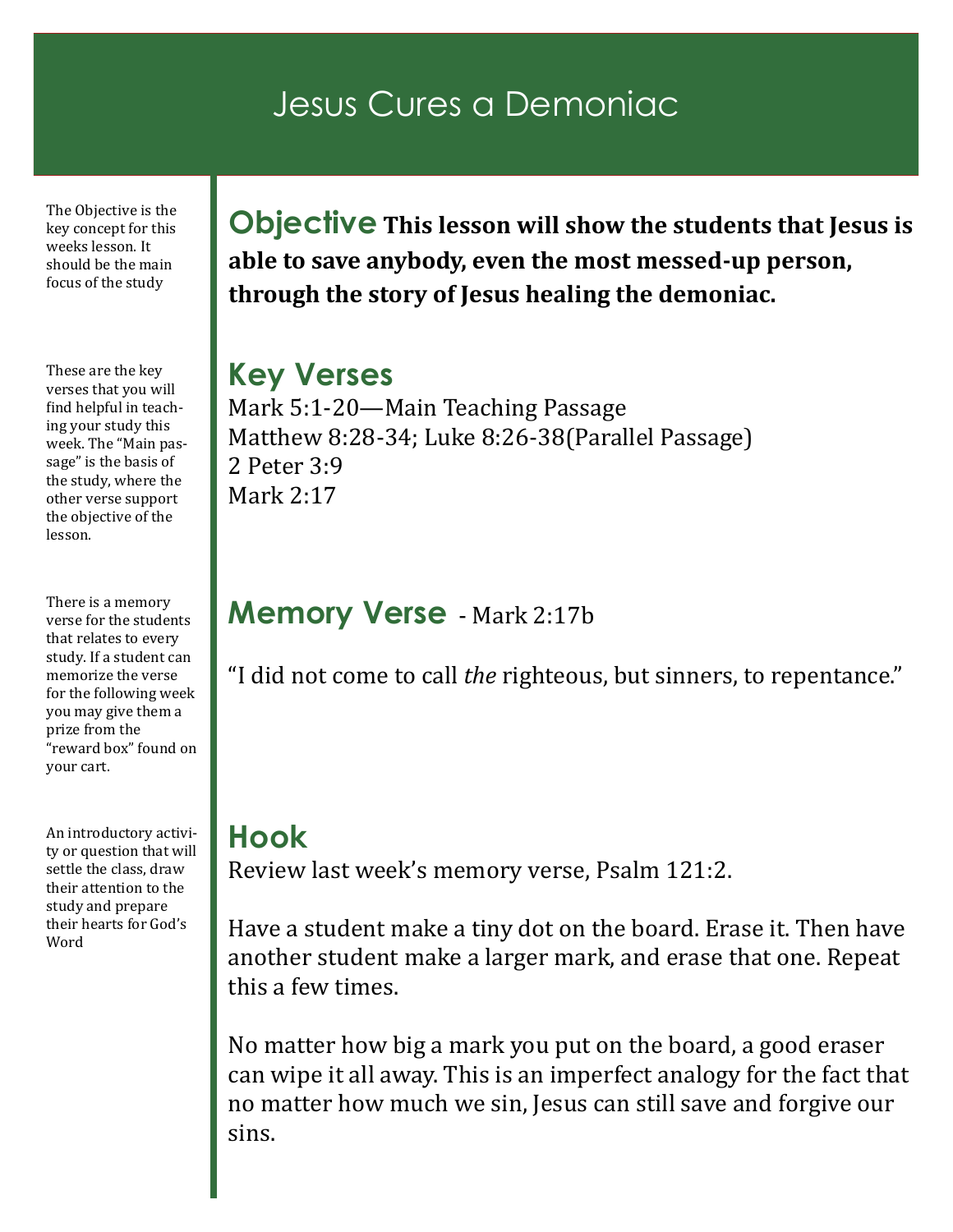# Jesus Cures a Demoniac

The Objective is the key concept for this weeks lesson. It should be the main focus of the study

## Objective

**This lesson will show the students that Jesus is able to save anybody, even the most messed-up person, through the story of Jesus healing the demoniac.**

These are the key verses that you will find helpful in teaching your study this week. The "Main passage" is the basis of the study, where the other verse support the objective of the lesson.

## Key Verses

Mark 5:1-20—Main Teaching Passage
Matthew 8:28-34; Luke 8:26-38(Parallel Passage)
2 Peter 3:9
Mark 2:17

There is a memory verse for the students that relates to every study. If a student can memorize the verse for the following week you may give them a prize from the "reward box" found on your cart.

## Memory Verse - Mark 2:17b

"I did not come to call *the* righteous, but sinners, to repentance."

An introductory activity or question that will settle the class, draw their attention to the study and prepare their hearts for God's Word

## Hook

Review last week's memory verse, Psalm 121:2.

Have a student make a tiny dot on the board. Erase it. Then have another student make a larger mark, and erase that one. Repeat this a few times.

No matter how big a mark you put on the board, a good eraser can wipe it all away. This is an imperfect analogy for the fact that no matter how much we sin, Jesus can still save and forgive our sins.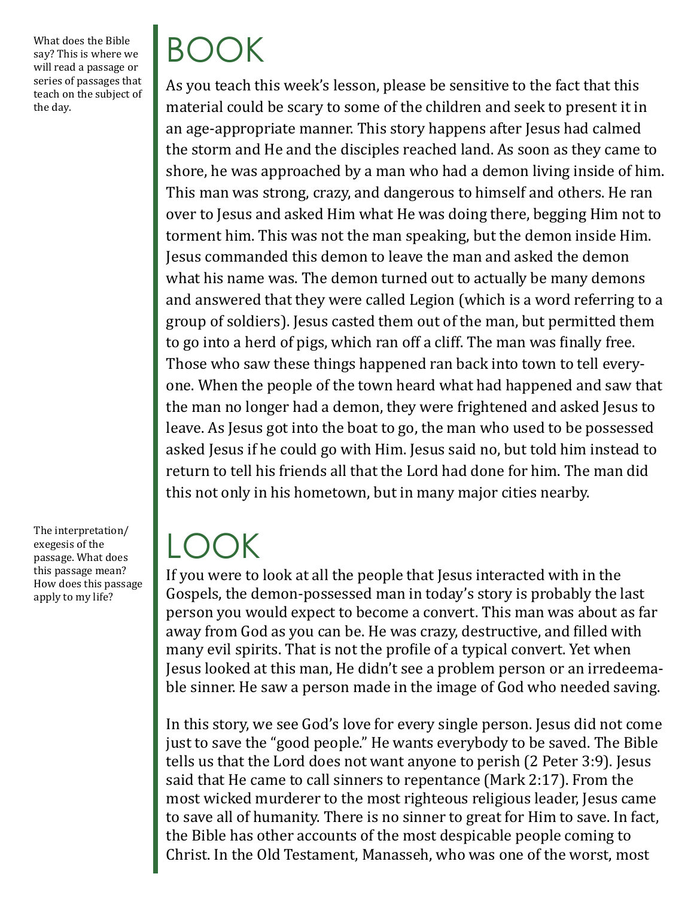What does the Bible say? This is where we will read a passage or series of passages that teach on the subject of the day.

# BOOK

As you teach this week's lesson, please be sensitive to the fact that this material could be scary to some of the children and seek to present it in an age-appropriate manner. This story happens after Jesus had calmed the storm and He and the disciples reached land. As soon as they came to shore, he was approached by a man who had a demon living inside of him. This man was strong, crazy, and dangerous to himself and others. He ran over to Jesus and asked Him what He was doing there, begging Him not to torment him. This was not the man speaking, but the demon inside Him. Jesus commanded this demon to leave the man and asked the demon what his name was. The demon turned out to actually be many demons and answered that they were called Legion (which is a word referring to a group of soldiers). Jesus casted them out of the man, but permitted them to go into a herd of pigs, which ran off a cliff. The man was finally free. Those who saw these things happened ran back into town to tell everyone. When the people of the town heard what had happened and saw that the man no longer had a demon, they were frightened and asked Jesus to leave. As Jesus got into the boat to go, the man who used to be possessed asked Jesus if he could go with Him. Jesus said no, but told him instead to return to tell his friends all that the Lord had done for him. The man did this not only in his hometown, but in many major cities nearby.

The interpretation/exegesis of the passage. What does this passage mean? How does this passage apply to my life?

# LOOK

If you were to look at all the people that Jesus interacted with in the Gospels, the demon-possessed man in today's story is probably the last person you would expect to become a convert. This man was about as far away from God as you can be. He was crazy, destructive, and filled with many evil spirits. That is not the profile of a typical convert. Yet when Jesus looked at this man, He didn't see a problem person or an irredeemable sinner. He saw a person made in the image of God who needed saving.

In this story, we see God's love for every single person. Jesus did not come just to save the "good people." He wants everybody to be saved. The Bible tells us that the Lord does not want anyone to perish (2 Peter 3:9). Jesus said that He came to call sinners to repentance (Mark 2:17). From the most wicked murderer to the most righteous religious leader, Jesus came to save all of humanity. There is no sinner to great for Him to save. In fact, the Bible has other accounts of the most despicable people coming to Christ. In the Old Testament, Manasseh, who was one of the worst, most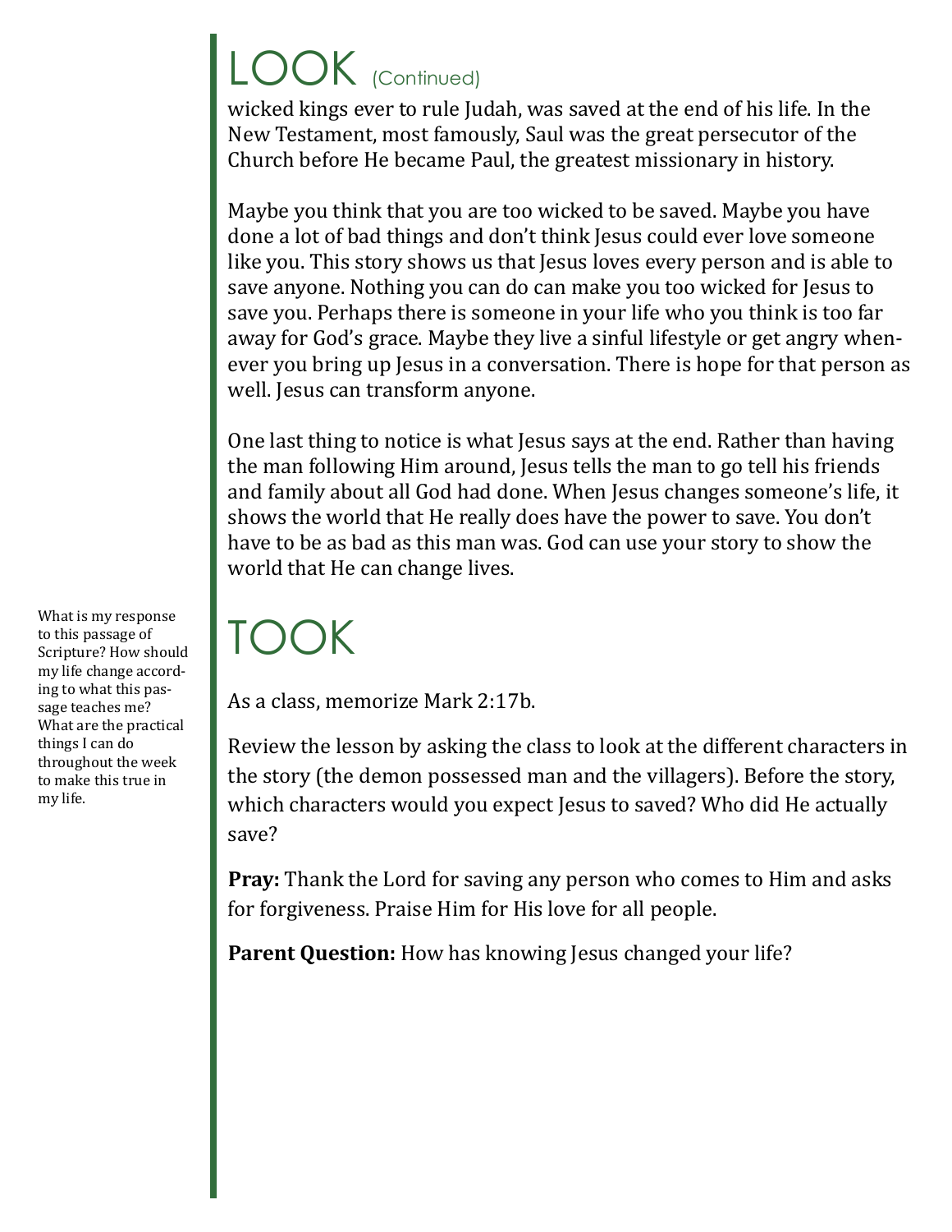# LOOK (Continued)

wicked kings ever to rule Judah, was saved at the end of his life. In the New Testament, most famously, Saul was the great persecutor of the Church before He became Paul, the greatest missionary in history.

Maybe you think that you are too wicked to be saved. Maybe you have done a lot of bad things and don't think Jesus could ever love someone like you. This story shows us that Jesus loves every person and is able to save anyone. Nothing you can do can make you too wicked for Jesus to save you. Perhaps there is someone in your life who you think is too far away for God's grace. Maybe they live a sinful lifestyle or get angry whenever you bring up Jesus in a conversation. There is hope for that person as well. Jesus can transform anyone.

One last thing to notice is what Jesus says at the end. Rather than having the man following Him around, Jesus tells the man to go tell his friends and family about all God had done. When Jesus changes someone's life, it shows the world that He really does have the power to save. You don't have to be as bad as this man was. God can use your story to show the world that He can change lives.

# TOOK

What is my response to this passage of Scripture? How should my life change according to what this passage teaches me? What are the practical things I can do throughout the week to make this true in my life.

As a class, memorize Mark 2:17b.

Review the lesson by asking the class to look at the different characters in the story (the demon possessed man and the villagers). Before the story, which characters would you expect Jesus to saved? Who did He actually save?

**Pray:** Thank the Lord for saving any person who comes to Him and asks for forgiveness. Praise Him for His love for all people.

**Parent Question:** How has knowing Jesus changed your life?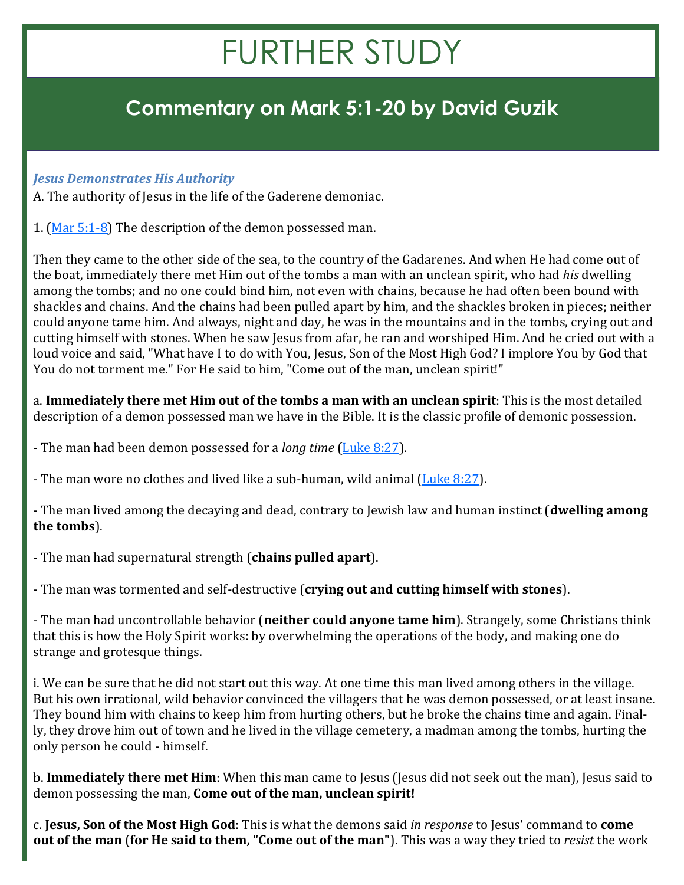# FURTHER STUDY

## Commentary on Mark 5:1-20 by David Guzik

***Jesus Demonstrates His Authority***

A. The authority of Jesus in the life of the Gaderene demoniac.

1. (Mar 5:1-8) The description of the demon possessed man.

Then they came to the other side of the sea, to the country of the Gadarenes. And when He had come out of the boat, immediately there met Him out of the tombs a man with an unclean spirit, who had *his* dwelling among the tombs; and no one could bind him, not even with chains, because he had often been bound with shackles and chains. And the chains had been pulled apart by him, and the shackles broken in pieces; neither could anyone tame him. And always, night and day, he was in the mountains and in the tombs, crying out and cutting himself with stones. When he saw Jesus from afar, he ran and worshiped Him. And he cried out with a loud voice and said, "What have I to do with You, Jesus, Son of the Most High God? I implore You by God that You do not torment me." For He said to him, "Come out of the man, unclean spirit!"

a. **Immediately there met Him out of the tombs a man with an unclean spirit**: This is the most detailed description of a demon possessed man we have in the Bible. It is the classic profile of demonic possession.

- The man had been demon possessed for a *long time* (Luke 8:27).

- The man wore no clothes and lived like a sub-human, wild animal (Luke 8:27).

- The man lived among the decaying and dead, contrary to Jewish law and human instinct (**dwelling among the tombs**).

- The man had supernatural strength (**chains pulled apart**).

- The man was tormented and self-destructive (**crying out and cutting himself with stones**).

- The man had uncontrollable behavior (**neither could anyone tame him**). Strangely, some Christians think that this is how the Holy Spirit works: by overwhelming the operations of the body, and making one do strange and grotesque things.

i. We can be sure that he did not start out this way. At one time this man lived among others in the village. But his own irrational, wild behavior convinced the villagers that he was demon possessed, or at least insane. They bound him with chains to keep him from hurting others, but he broke the chains time and again. Finally, they drove him out of town and he lived in the village cemetery, a madman among the tombs, hurting the only person he could - himself.

b. **Immediately there met Him**: When this man came to Jesus (Jesus did not seek out the man), Jesus said to demon possessing the man, **Come out of the man, unclean spirit!**

c. **Jesus, Son of the Most High God**: This is what the demons said *in response* to Jesus' command to **come out of the man** (**for He said to them, "Come out of the man"**). This was a way they tried to *resist* the work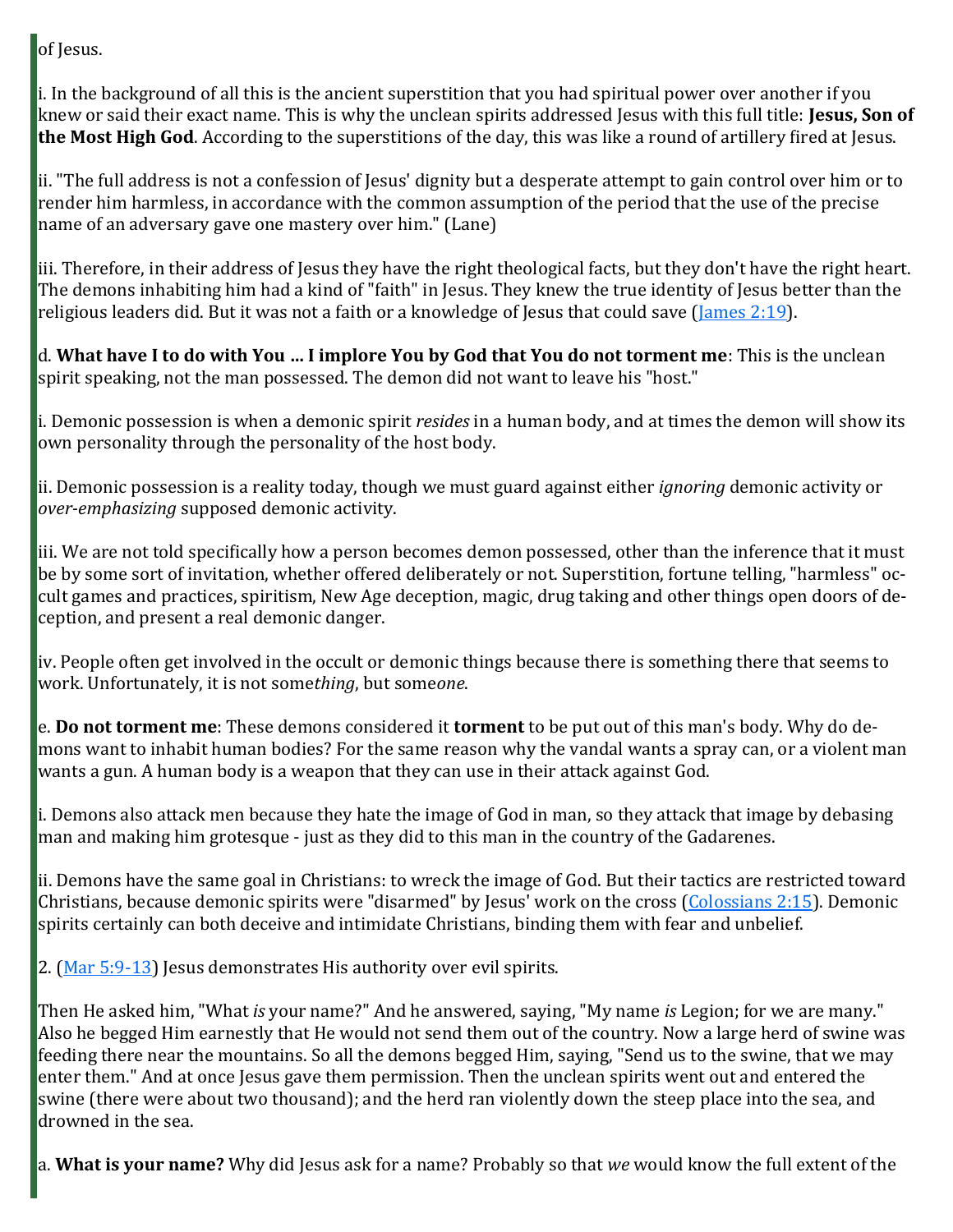of Jesus.

i. In the background of all this is the ancient superstition that you had spiritual power over another if you knew or said their exact name. This is why the unclean spirits addressed Jesus with this full title: **Jesus, Son of the Most High God**. According to the superstitions of the day, this was like a round of artillery fired at Jesus.

ii. "The full address is not a confession of Jesus' dignity but a desperate attempt to gain control over him or to render him harmless, in accordance with the common assumption of the period that the use of the precise name of an adversary gave one mastery over him." (Lane)

iii. Therefore, in their address of Jesus they have the right theological facts, but they don't have the right heart. The demons inhabiting him had a kind of "faith" in Jesus. They knew the true identity of Jesus better than the religious leaders did. But it was not a faith or a knowledge of Jesus that could save (James 2:19).

d. **What have I to do with You ... I implore You by God that You do not torment me**: This is the unclean spirit speaking, not the man possessed. The demon did not want to leave his "host."

i. Demonic possession is when a demonic spirit *resides* in a human body, and at times the demon will show its own personality through the personality of the host body.

ii. Demonic possession is a reality today, though we must guard against either *ignoring* demonic activity or *over-emphasizing* supposed demonic activity.

iii. We are not told specifically how a person becomes demon possessed, other than the inference that it must be by some sort of invitation, whether offered deliberately or not. Superstition, fortune telling, "harmless" occult games and practices, spiritism, New Age deception, magic, drug taking and other things open doors of deception, and present a real demonic danger.

iv. People often get involved in the occult or demonic things because there is something there that seems to work. Unfortunately, it is not some*thing*, but some*one*.

e. **Do not torment me**: These demons considered it **torment** to be put out of this man's body. Why do demons want to inhabit human bodies? For the same reason why the vandal wants a spray can, or a violent man wants a gun. A human body is a weapon that they can use in their attack against God.

i. Demons also attack men because they hate the image of God in man, so they attack that image by debasing man and making him grotesque - just as they did to this man in the country of the Gadarenes.

ii. Demons have the same goal in Christians: to wreck the image of God. But their tactics are restricted toward Christians, because demonic spirits were "disarmed" by Jesus' work on the cross (Colossians 2:15). Demonic spirits certainly can both deceive and intimidate Christians, binding them with fear and unbelief.

2. (Mar 5:9-13) Jesus demonstrates His authority over evil spirits.

Then He asked him, "What *is* your name?" And he answered, saying, "My name *is* Legion; for we are many." Also he begged Him earnestly that He would not send them out of the country. Now a large herd of swine was feeding there near the mountains. So all the demons begged Him, saying, "Send us to the swine, that we may enter them." And at once Jesus gave them permission. Then the unclean spirits went out and entered the swine (there were about two thousand); and the herd ran violently down the steep place into the sea, and drowned in the sea.

a. **What is your name?** Why did Jesus ask for a name? Probably so that *we* would know the full extent of the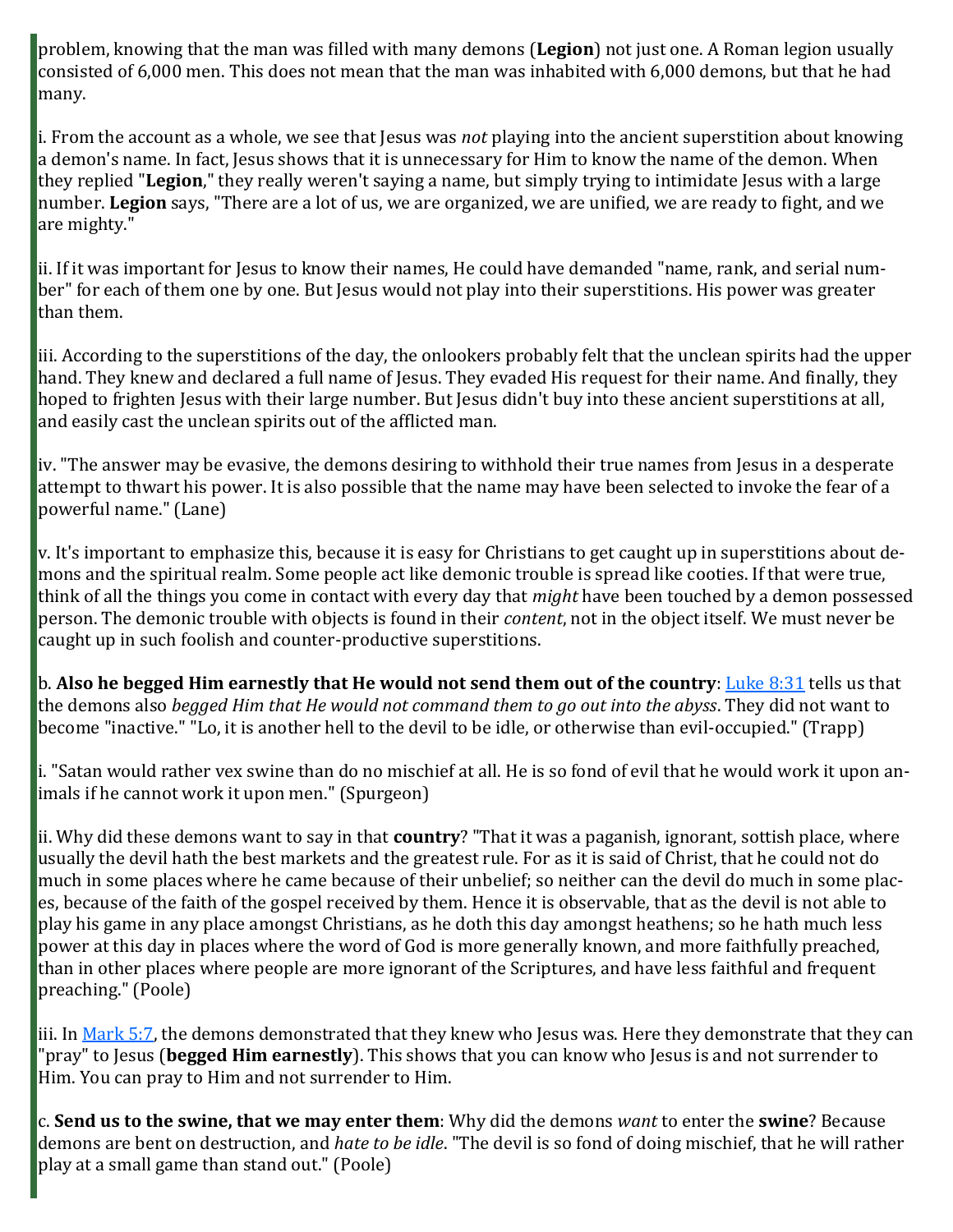problem, knowing that the man was filled with many demons (**Legion**) not just one. A Roman legion usually consisted of 6,000 men. This does not mean that the man was inhabited with 6,000 demons, but that he had many.

i. From the account as a whole, we see that Jesus was *not* playing into the ancient superstition about knowing a demon's name. In fact, Jesus shows that it is unnecessary for Him to know the name of the demon. When they replied "**Legion**," they really weren't saying a name, but simply trying to intimidate Jesus with a large number. **Legion** says, "There are a lot of us, we are organized, we are unified, we are ready to fight, and we are mighty."

ii. If it was important for Jesus to know their names, He could have demanded "name, rank, and serial number" for each of them one by one. But Jesus would not play into their superstitions. His power was greater than them.

iii. According to the superstitions of the day, the onlookers probably felt that the unclean spirits had the upper hand. They knew and declared a full name of Jesus. They evaded His request for their name. And finally, they hoped to frighten Jesus with their large number. But Jesus didn't buy into these ancient superstitions at all, and easily cast the unclean spirits out of the afflicted man.

iv. "The answer may be evasive, the demons desiring to withhold their true names from Jesus in a desperate attempt to thwart his power. It is also possible that the name may have been selected to invoke the fear of a powerful name." (Lane)

v. It's important to emphasize this, because it is easy for Christians to get caught up in superstitions about demons and the spiritual realm. Some people act like demonic trouble is spread like cooties. If that were true, think of all the things you come in contact with every day that *might* have been touched by a demon possessed person. The demonic trouble with objects is found in their *content*, not in the object itself. We must never be caught up in such foolish and counter-productive superstitions.

b. **Also he begged Him earnestly that He would not send them out of the country**: Luke 8:31 tells us that the demons also *begged Him that He would not command them to go out into the abyss*. They did not want to become "inactive." "Lo, it is another hell to the devil to be idle, or otherwise than evil-occupied." (Trapp)

i. "Satan would rather vex swine than do no mischief at all. He is so fond of evil that he would work it upon animals if he cannot work it upon men." (Spurgeon)

ii. Why did these demons want to say in that **country**? "That it was a paganish, ignorant, sottish place, where usually the devil hath the best markets and the greatest rule. For as it is said of Christ, that he could not do much in some places where he came because of their unbelief; so neither can the devil do much in some places, because of the faith of the gospel received by them. Hence it is observable, that as the devil is not able to play his game in any place amongst Christians, as he doth this day amongst heathens; so he hath much less power at this day in places where the word of God is more generally known, and more faithfully preached, than in other places where people are more ignorant of the Scriptures, and have less faithful and frequent preaching." (Poole)

iii. In Mark 5:7, the demons demonstrated that they knew who Jesus was. Here they demonstrate that they can "pray" to Jesus (**begged Him earnestly**). This shows that you can know who Jesus is and not surrender to Him. You can pray to Him and not surrender to Him.

c. **Send us to the swine, that we may enter them**: Why did the demons *want* to enter the **swine**? Because demons are bent on destruction, and *hate to be idle*. "The devil is so fond of doing mischief, that he will rather play at a small game than stand out." (Poole)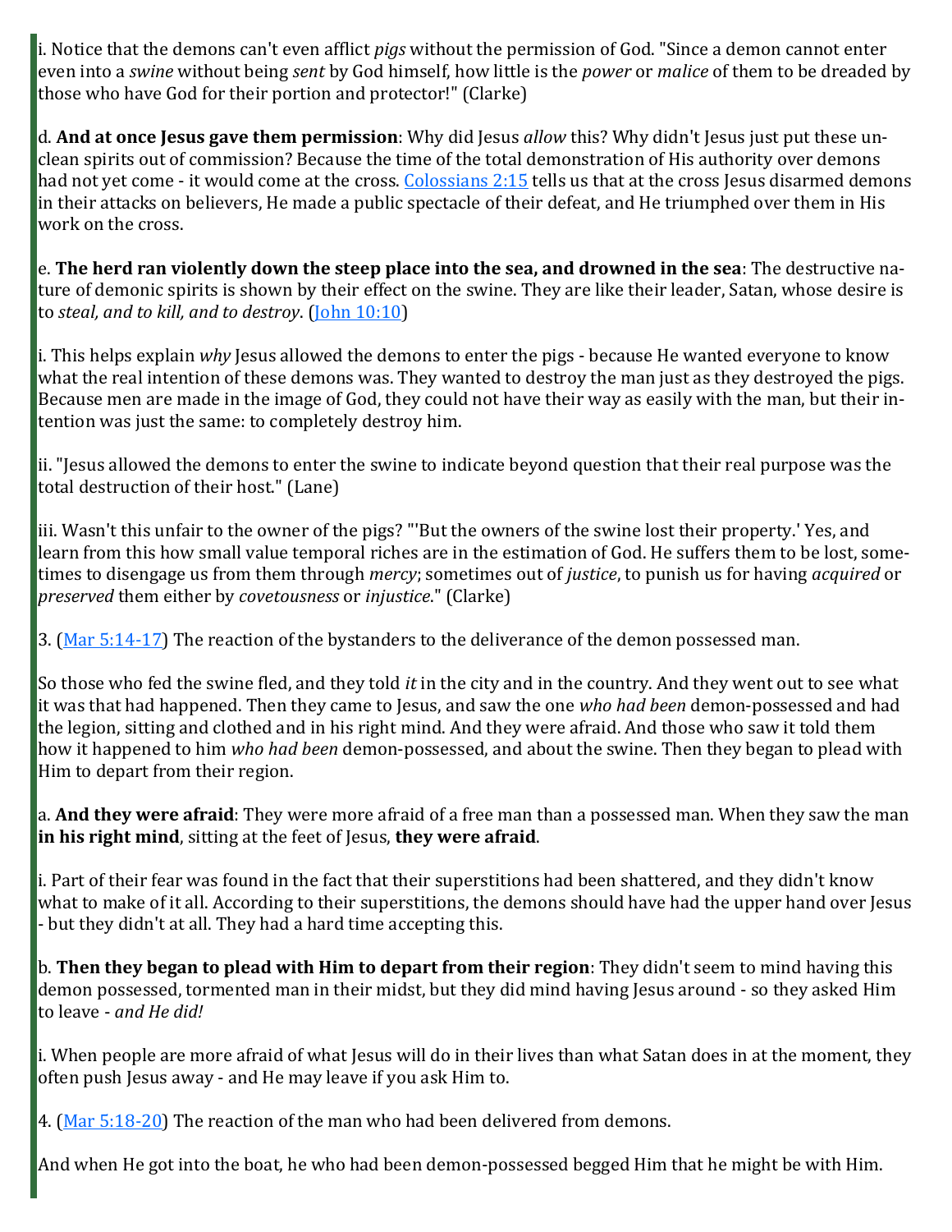i. Notice that the demons can't even afflict *pigs* without the permission of God. "Since a demon cannot enter even into a *swine* without being *sent* by God himself, how little is the *power* or *malice* of them to be dreaded by those who have God for their portion and protector!" (Clarke)

d. **And at once Jesus gave them permission**: Why did Jesus *allow* this? Why didn't Jesus just put these unclean spirits out of commission? Because the time of the total demonstration of His authority over demons had not yet come - it would come at the cross. Colossians 2:15 tells us that at the cross Jesus disarmed demons in their attacks on believers, He made a public spectacle of their defeat, and He triumphed over them in His work on the cross.

e. **The herd ran violently down the steep place into the sea, and drowned in the sea**: The destructive nature of demonic spirits is shown by their effect on the swine. They are like their leader, Satan, whose desire is to *steal, and to kill, and to destroy*. (John 10:10)

i. This helps explain *why* Jesus allowed the demons to enter the pigs - because He wanted everyone to know what the real intention of these demons was. They wanted to destroy the man just as they destroyed the pigs. Because men are made in the image of God, they could not have their way as easily with the man, but their intention was just the same: to completely destroy him.

ii. "Jesus allowed the demons to enter the swine to indicate beyond question that their real purpose was the total destruction of their host." (Lane)

iii. Wasn't this unfair to the owner of the pigs? "'But the owners of the swine lost their property.' Yes, and learn from this how small value temporal riches are in the estimation of God. He suffers them to be lost, sometimes to disengage us from them through *mercy*; sometimes out of *justice*, to punish us for having *acquired* or *preserved* them either by *covetousness* or *injustice*." (Clarke)

3. (Mar 5:14-17) The reaction of the bystanders to the deliverance of the demon possessed man.

So those who fed the swine fled, and they told *it* in the city and in the country. And they went out to see what it was that had happened. Then they came to Jesus, and saw the one *who had been* demon-possessed and had the legion, sitting and clothed and in his right mind. And they were afraid. And those who saw it told them how it happened to him *who had been* demon-possessed, and about the swine. Then they began to plead with Him to depart from their region.

a. **And they were afraid**: They were more afraid of a free man than a possessed man. When they saw the man **in his right mind**, sitting at the feet of Jesus, **they were afraid**.

i. Part of their fear was found in the fact that their superstitions had been shattered, and they didn't know what to make of it all. According to their superstitions, the demons should have had the upper hand over Jesus - but they didn't at all. They had a hard time accepting this.

b. **Then they began to plead with Him to depart from their region**: They didn't seem to mind having this demon possessed, tormented man in their midst, but they did mind having Jesus around - so they asked Him to leave - *and He did!*

i. When people are more afraid of what Jesus will do in their lives than what Satan does in at the moment, they often push Jesus away - and He may leave if you ask Him to.

4. (Mar 5:18-20) The reaction of the man who had been delivered from demons.

And when He got into the boat, he who had been demon-possessed begged Him that he might be with Him.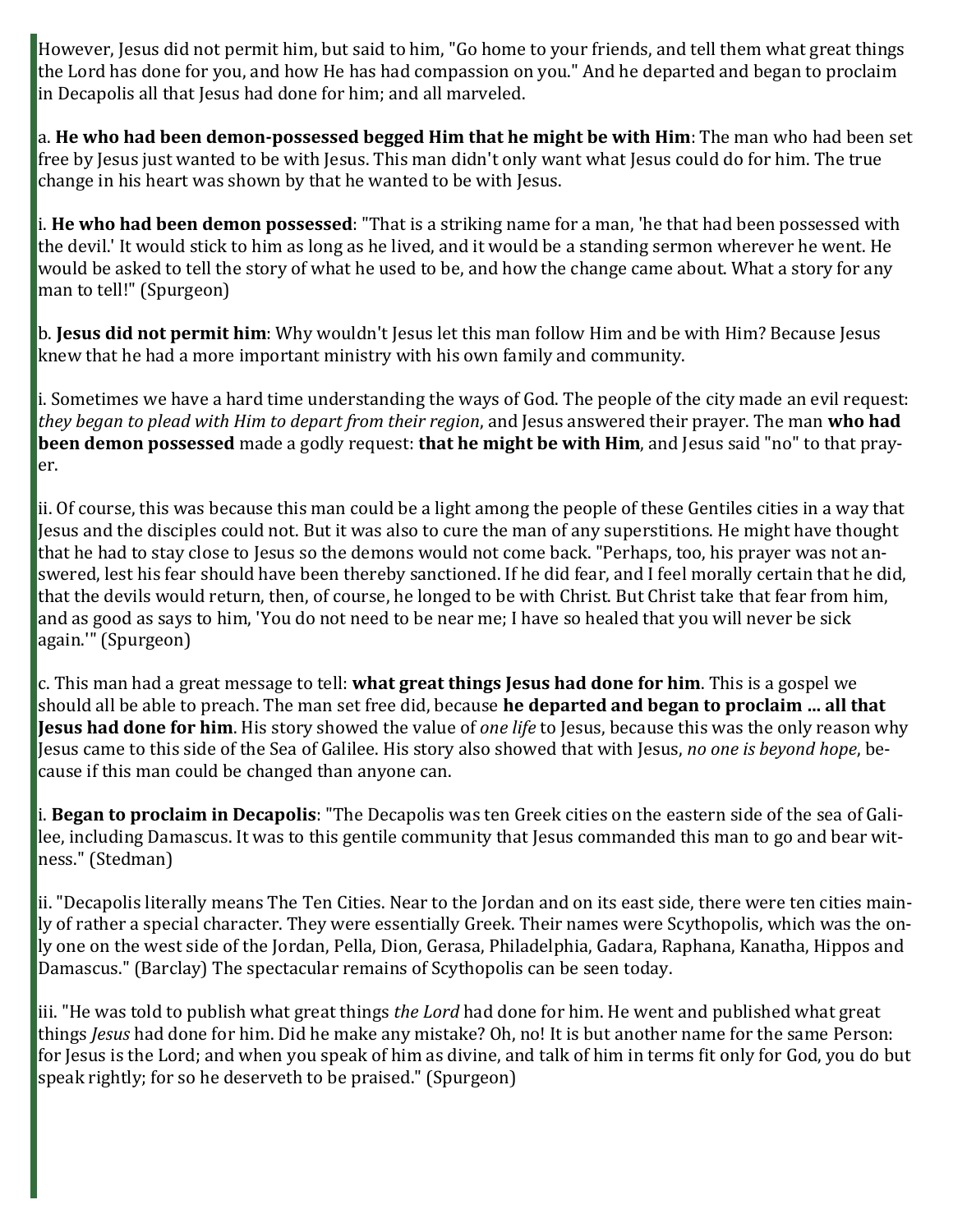However, Jesus did not permit him, but said to him, "Go home to your friends, and tell them what great things the Lord has done for you, and how He has had compassion on you." And he departed and began to proclaim in Decapolis all that Jesus had done for him; and all marveled.

a. **He who had been demon-possessed begged Him that he might be with Him**: The man who had been set free by Jesus just wanted to be with Jesus. This man didn't only want what Jesus could do for him. The true change in his heart was shown by that he wanted to be with Jesus.

i. **He who had been demon possessed**: "That is a striking name for a man, 'he that had been possessed with the devil.' It would stick to him as long as he lived, and it would be a standing sermon wherever he went. He would be asked to tell the story of what he used to be, and how the change came about. What a story for any man to tell!" (Spurgeon)

b. **Jesus did not permit him**: Why wouldn't Jesus let this man follow Him and be with Him? Because Jesus knew that he had a more important ministry with his own family and community.

i. Sometimes we have a hard time understanding the ways of God. The people of the city made an evil request: *they began to plead with Him to depart from their region*, and Jesus answered their prayer. The man **who had been demon possessed** made a godly request: **that he might be with Him**, and Jesus said "no" to that prayer.

ii. Of course, this was because this man could be a light among the people of these Gentiles cities in a way that Jesus and the disciples could not. But it was also to cure the man of any superstitions. He might have thought that he had to stay close to Jesus so the demons would not come back. "Perhaps, too, his prayer was not answered, lest his fear should have been thereby sanctioned. If he did fear, and I feel morally certain that he did, that the devils would return, then, of course, he longed to be with Christ. But Christ take that fear from him, and as good as says to him, 'You do not need to be near me; I have so healed that you will never be sick again.'" (Spurgeon)

c. This man had a great message to tell: **what great things Jesus had done for him**. This is a gospel we should all be able to preach. The man set free did, because **he departed and began to proclaim ... all that Jesus had done for him**. His story showed the value of *one life* to Jesus, because this was the only reason why Jesus came to this side of the Sea of Galilee. His story also showed that with Jesus, *no one is beyond hope*, because if this man could be changed than anyone can.

i. **Began to proclaim in Decapolis**: "The Decapolis was ten Greek cities on the eastern side of the sea of Galilee, including Damascus. It was to this gentile community that Jesus commanded this man to go and bear witness." (Stedman)

ii. "Decapolis literally means The Ten Cities. Near to the Jordan and on its east side, there were ten cities mainly of rather a special character. They were essentially Greek. Their names were Scythopolis, which was the only one on the west side of the Jordan, Pella, Dion, Gerasa, Philadelphia, Gadara, Raphana, Kanatha, Hippos and Damascus." (Barclay) The spectacular remains of Scythopolis can be seen today.

iii. "He was told to publish what great things *the Lord* had done for him. He went and published what great things *Jesus* had done for him. Did he make any mistake? Oh, no! It is but another name for the same Person: for Jesus is the Lord; and when you speak of him as divine, and talk of him in terms fit only for God, you do but speak rightly; for so he deserveth to be praised." (Spurgeon)